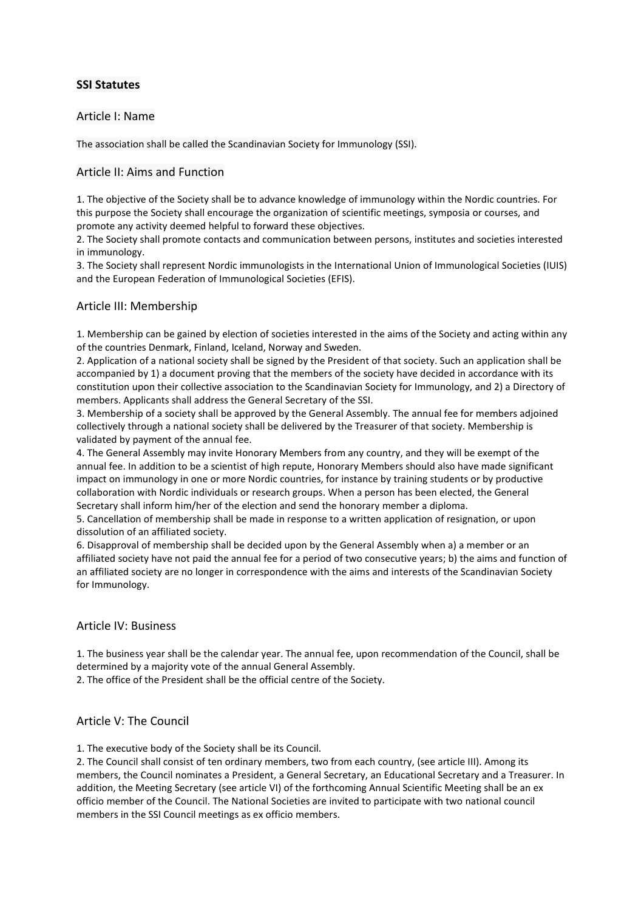# SSI Statutes

## Article I: Name

The association shall be called the Scandinavian Society for Immunology (SSI).

## Article II: Aims and Function

1. The objective of the Society shall be to advance knowledge of immunology within the Nordic countries. For this purpose the Society shall encourage the organization of scientific meetings, symposia or courses, and promote any activity deemed helpful to forward these objectives.
2. The Society shall promote contacts and communication between persons, institutes and societies interested in immunology.
3. The Society shall represent Nordic immunologists in the International Union of Immunological Societies (IUIS) and the European Federation of Immunological Societies (EFIS).

## Article III: Membership

1. Membership can be gained by election of societies interested in the aims of the Society and acting within any of the countries Denmark, Finland, Iceland, Norway and Sweden.
2. Application of a national society shall be signed by the President of that society. Such an application shall be accompanied by 1) a document proving that the members of the society have decided in accordance with its constitution upon their collective association to the Scandinavian Society for Immunology, and 2) a Directory of members. Applicants shall address the General Secretary of the SSI.
3. Membership of a society shall be approved by the General Assembly. The annual fee for members adjoined collectively through a national society shall be delivered by the Treasurer of that society. Membership is validated by payment of the annual fee.
4. The General Assembly may invite Honorary Members from any country, and they will be exempt of the annual fee. In addition to be a scientist of high repute, Honorary Members should also have made significant impact on immunology in one or more Nordic countries, for instance by training students or by productive collaboration with Nordic individuals or research groups. When a person has been elected, the General Secretary shall inform him/her of the election and send the honorary member a diploma.
5. Cancellation of membership shall be made in response to a written application of resignation, or upon dissolution of an affiliated society.
6. Disapproval of membership shall be decided upon by the General Assembly when a) a member or an affiliated society have not paid the annual fee for a period of two consecutive years; b) the aims and function of an affiliated society are no longer in correspondence with the aims and interests of the Scandinavian Society for Immunology.

## Article IV: Business

1. The business year shall be the calendar year. The annual fee, upon recommendation of the Council, shall be determined by a majority vote of the annual General Assembly.
2. The office of the President shall be the official centre of the Society.

## Article V: The Council

1. The executive body of the Society shall be its Council.
2. The Council shall consist of ten ordinary members, two from each country, (see article III). Among its members, the Council nominates a President, a General Secretary, an Educational Secretary and a Treasurer. In addition, the Meeting Secretary (see article VI) of the forthcoming Annual Scientific Meeting shall be an ex officio member of the Council. The National Societies are invited to participate with two national council members in the SSI Council meetings as ex officio members.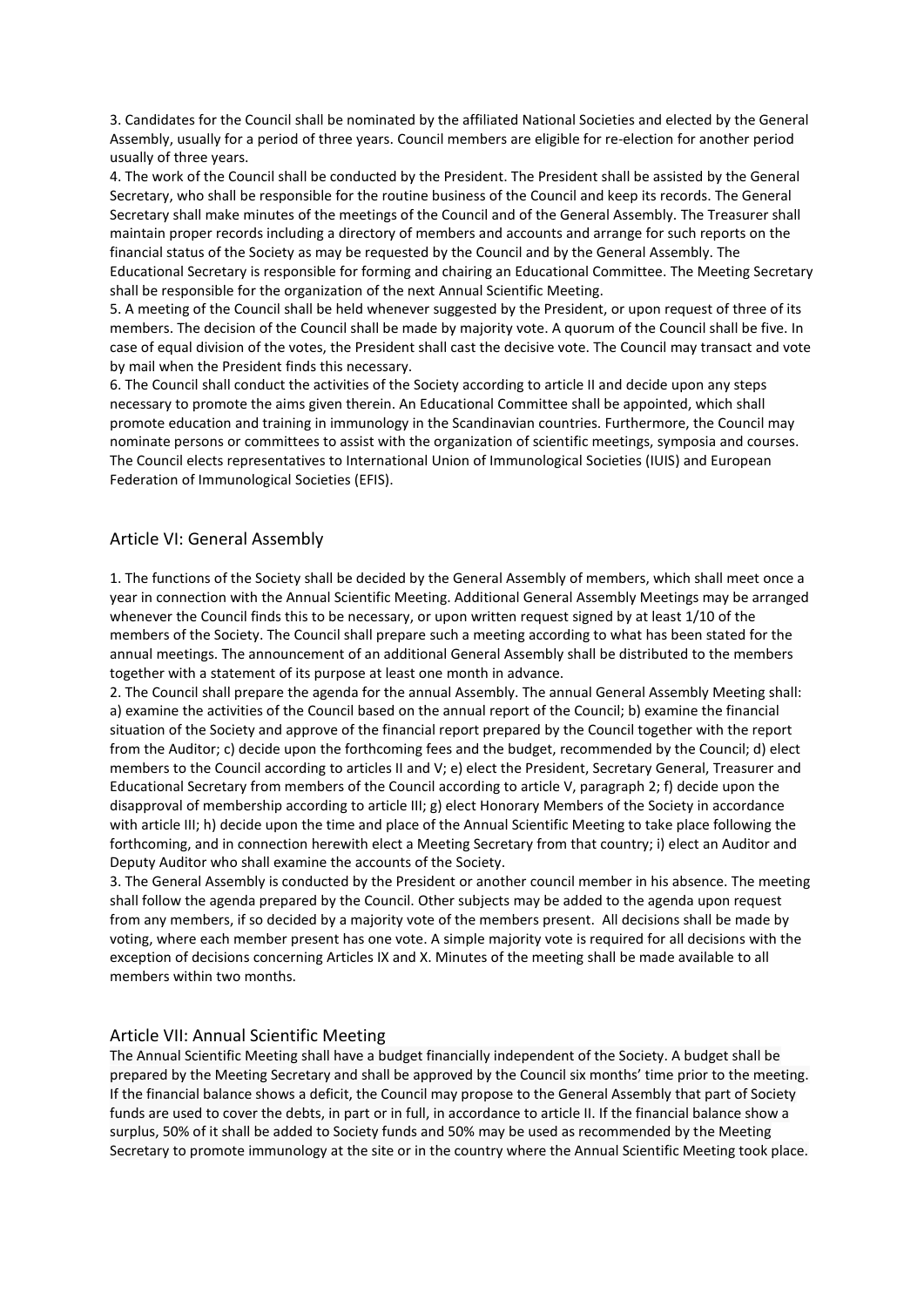3. Candidates for the Council shall be nominated by the affiliated National Societies and elected by the General Assembly, usually for a period of three years. Council members are eligible for re-election for another period usually of three years.

4. The work of the Council shall be conducted by the President. The President shall be assisted by the General Secretary, who shall be responsible for the routine business of the Council and keep its records. The General Secretary shall make minutes of the meetings of the Council and of the General Assembly. The Treasurer shall maintain proper records including a directory of members and accounts and arrange for such reports on the financial status of the Society as may be requested by the Council and by the General Assembly. The Educational Secretary is responsible for forming and chairing an Educational Committee. The Meeting Secretary shall be responsible for the organization of the next Annual Scientific Meeting.

5. A meeting of the Council shall be held whenever suggested by the President, or upon request of three of its members. The decision of the Council shall be made by majority vote. A quorum of the Council shall be five. In case of equal division of the votes, the President shall cast the decisive vote. The Council may transact and vote by mail when the President finds this necessary.

6. The Council shall conduct the activities of the Society according to article II and decide upon any steps necessary to promote the aims given therein. An Educational Committee shall be appointed, which shall promote education and training in immunology in the Scandinavian countries. Furthermore, the Council may nominate persons or committees to assist with the organization of scientific meetings, symposia and courses. The Council elects representatives to International Union of Immunological Societies (IUIS) and European Federation of Immunological Societies (EFIS).

## Article VI: General Assembly

1. The functions of the Society shall be decided by the General Assembly of members, which shall meet once a year in connection with the Annual Scientific Meeting. Additional General Assembly Meetings may be arranged whenever the Council finds this to be necessary, or upon written request signed by at least 1/10 of the members of the Society. The Council shall prepare such a meeting according to what has been stated for the annual meetings. The announcement of an additional General Assembly shall be distributed to the members together with a statement of its purpose at least one month in advance.

2. The Council shall prepare the agenda for the annual Assembly. The annual General Assembly Meeting shall: a) examine the activities of the Council based on the annual report of the Council; b) examine the financial situation of the Society and approve of the financial report prepared by the Council together with the report from the Auditor; c) decide upon the forthcoming fees and the budget, recommended by the Council; d) elect members to the Council according to articles II and V; e) elect the President, Secretary General, Treasurer and Educational Secretary from members of the Council according to article V, paragraph 2; f) decide upon the disapproval of membership according to article III; g) elect Honorary Members of the Society in accordance with article III; h) decide upon the time and place of the Annual Scientific Meeting to take place following the forthcoming, and in connection herewith elect a Meeting Secretary from that country; i) elect an Auditor and Deputy Auditor who shall examine the accounts of the Society.

3. The General Assembly is conducted by the President or another council member in his absence. The meeting shall follow the agenda prepared by the Council. Other subjects may be added to the agenda upon request from any members, if so decided by a majority vote of the members present. All decisions shall be made by voting, where each member present has one vote. A simple majority vote is required for all decisions with the exception of decisions concerning Articles IX and X. Minutes of the meeting shall be made available to all members within two months.

## Article VII: Annual Scientific Meeting

The Annual Scientific Meeting shall have a budget financially independent of the Society. A budget shall be prepared by the Meeting Secretary and shall be approved by the Council six months' time prior to the meeting. If the financial balance shows a deficit, the Council may propose to the General Assembly that part of Society funds are used to cover the debts, in part or in full, in accordance to article II. If the financial balance show a surplus, 50% of it shall be added to Society funds and 50% may be used as recommended by the Meeting Secretary to promote immunology at the site or in the country where the Annual Scientific Meeting took place.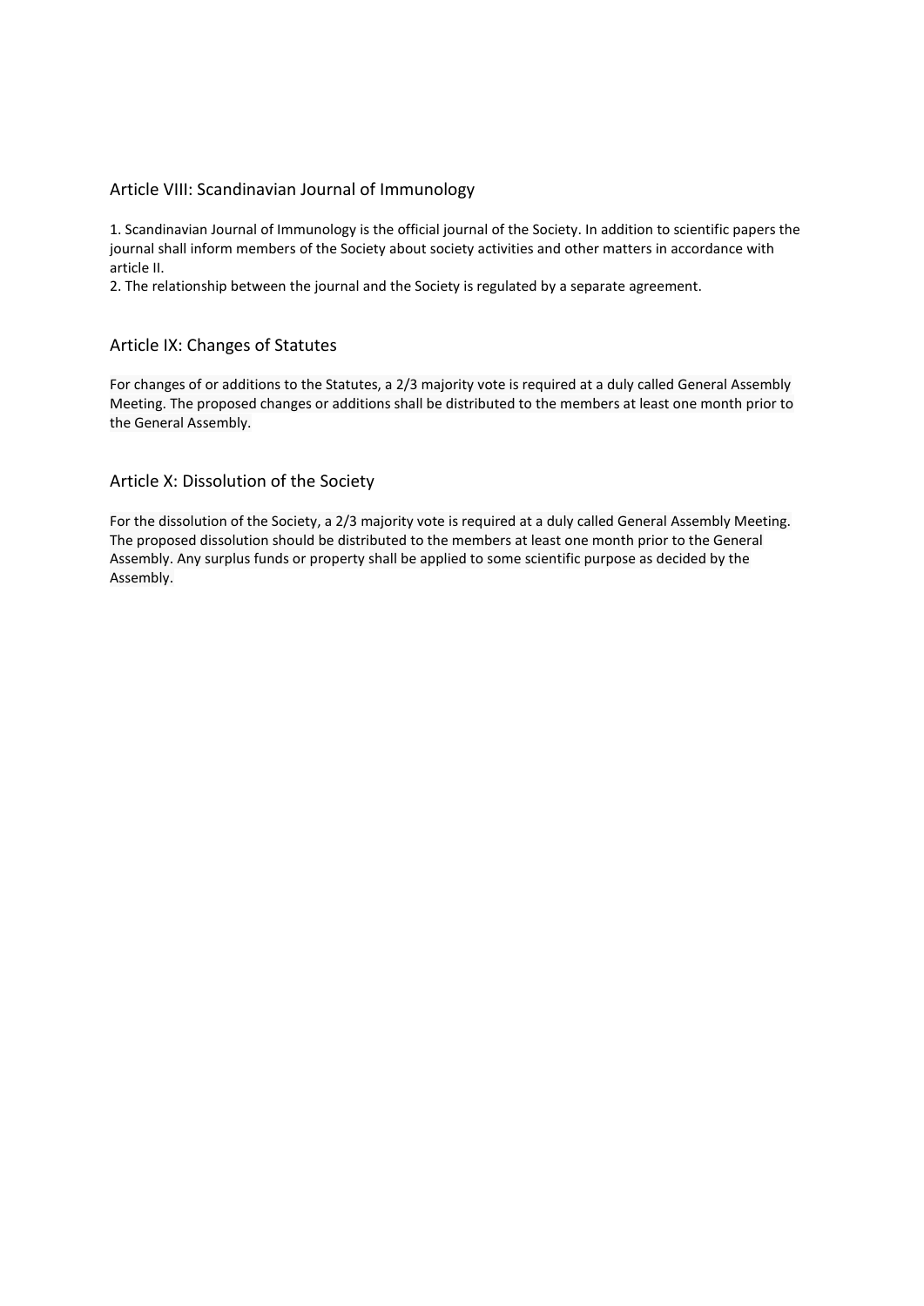## Article VIII: Scandinavian Journal of Immunology

1. Scandinavian Journal of Immunology is the official journal of the Society. In addition to scientific papers the journal shall inform members of the Society about society activities and other matters in accordance with article II.
2. The relationship between the journal and the Society is regulated by a separate agreement.

## Article IX: Changes of Statutes

For changes of or additions to the Statutes, a 2/3 majority vote is required at a duly called General Assembly Meeting. The proposed changes or additions shall be distributed to the members at least one month prior to the General Assembly.

## Article X: Dissolution of the Society

For the dissolution of the Society, a 2/3 majority vote is required at a duly called General Assembly Meeting. The proposed dissolution should be distributed to the members at least one month prior to the General Assembly. Any surplus funds or property shall be applied to some scientific purpose as decided by the Assembly.